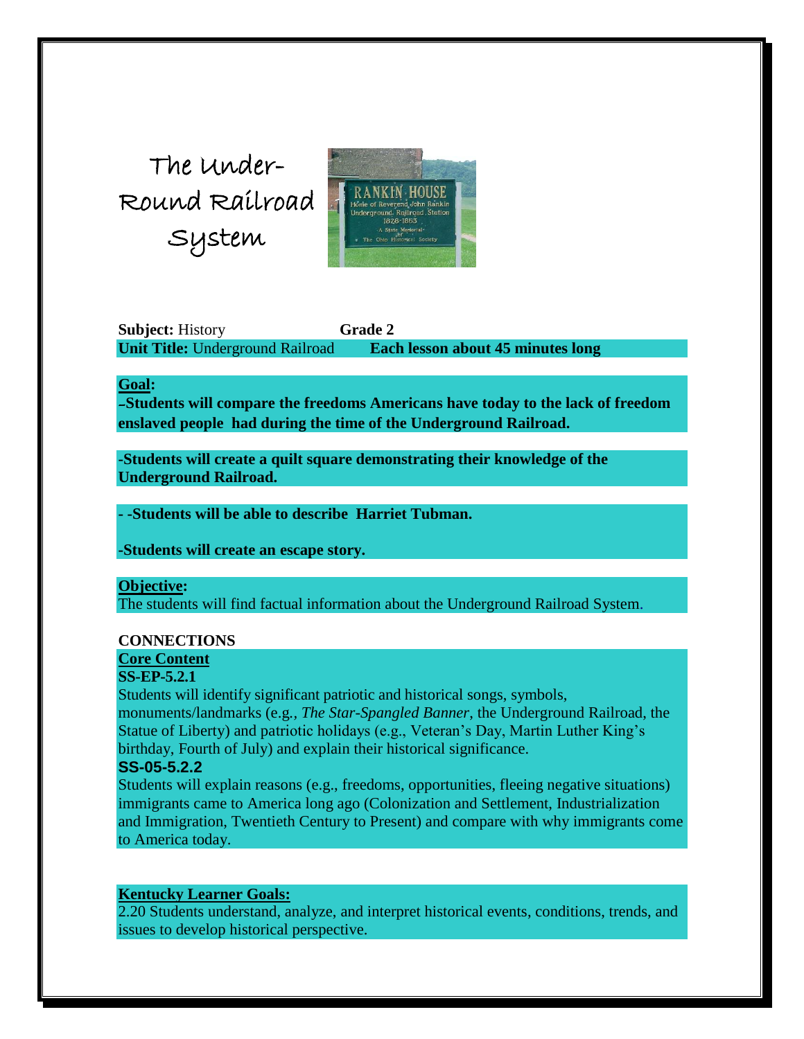# The Under-Round Railroad System

**Subject:** History **Grade 2**

**Unit Title:** Underground Railroad **Each lesson about 45 minutes long**

**Goal:**

**–Students will compare the freedoms Americans have today to the lack of freedom enslaved people had during the time of the Underground Railroad.**

**-Students will create a quilt square demonstrating their knowledge of the Underground Railroad.**

**- -Students will be able to describe Harriet Tubman.**

**-Students will create an escape story.**

**Objective:**

The students will find factual information about the Underground Railroad System.

**CONNECTIONS**

**Core Content**

**SS-EP-5.2.1**

Students will identify significant patriotic and historical songs, symbols, monuments/landmarks (e.g*., The Star-Spangled Banner,* the Underground Railroad, the Statue of Liberty) and patriotic holidays (e.g., Veteran's Day, Martin Luther King's birthday, Fourth of July) and explain their historical significance.

**SS-05-5.2.2**

Students will explain reasons (e.g., freedoms, opportunities, fleeing negative situations) immigrants came to America long ago (Colonization and Settlement, Industrialization and Immigration, Twentieth Century to Present) and compare with why immigrants come to America today.

**Kentucky Learner Goals:**

2.20 Students understand, analyze, and interpret historical events, conditions, trends, and issues to develop historical perspective.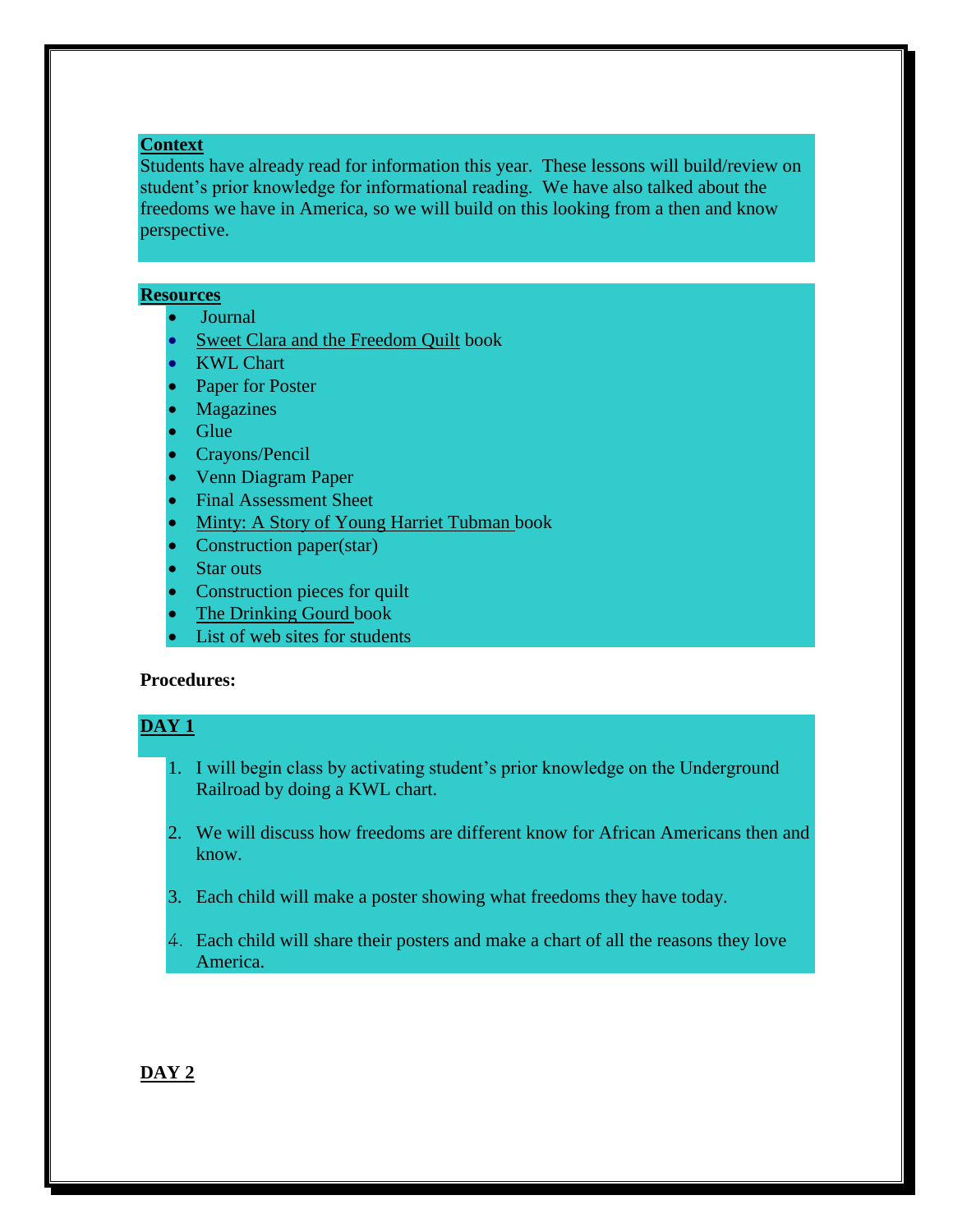**Context**

Students have already read for information this year. These lessons will build/review on student's prior knowledge for informational reading. We have also talked about the freedoms we have in America, so we will build on this looking from a then and know perspective.

**Resources**

- Journal
- Sweet Clara and the Freedom Quilt book
- KWL Chart
- Paper for Poster
- Magazines
- Glue
- Crayons/Pencil
- Venn Diagram Paper
- Final Assessment Sheet
- Minty: A Story of Young Harriet Tubman book
- Construction paper(star)
- Star outs
- Construction pieces for quilt
- The Drinking Gourd book
- List of web sites for students

**Procedures:**

**DAY 1**

1. I will begin class by activating student's prior knowledge on the Underground Railroad by doing a KWL chart.
2. We will discuss how freedoms are different know for African Americans then and know.
3. Each child will make a poster showing what freedoms they have today.
4. Each child will share their posters and make a chart of all the reasons they love America.

**DAY 2**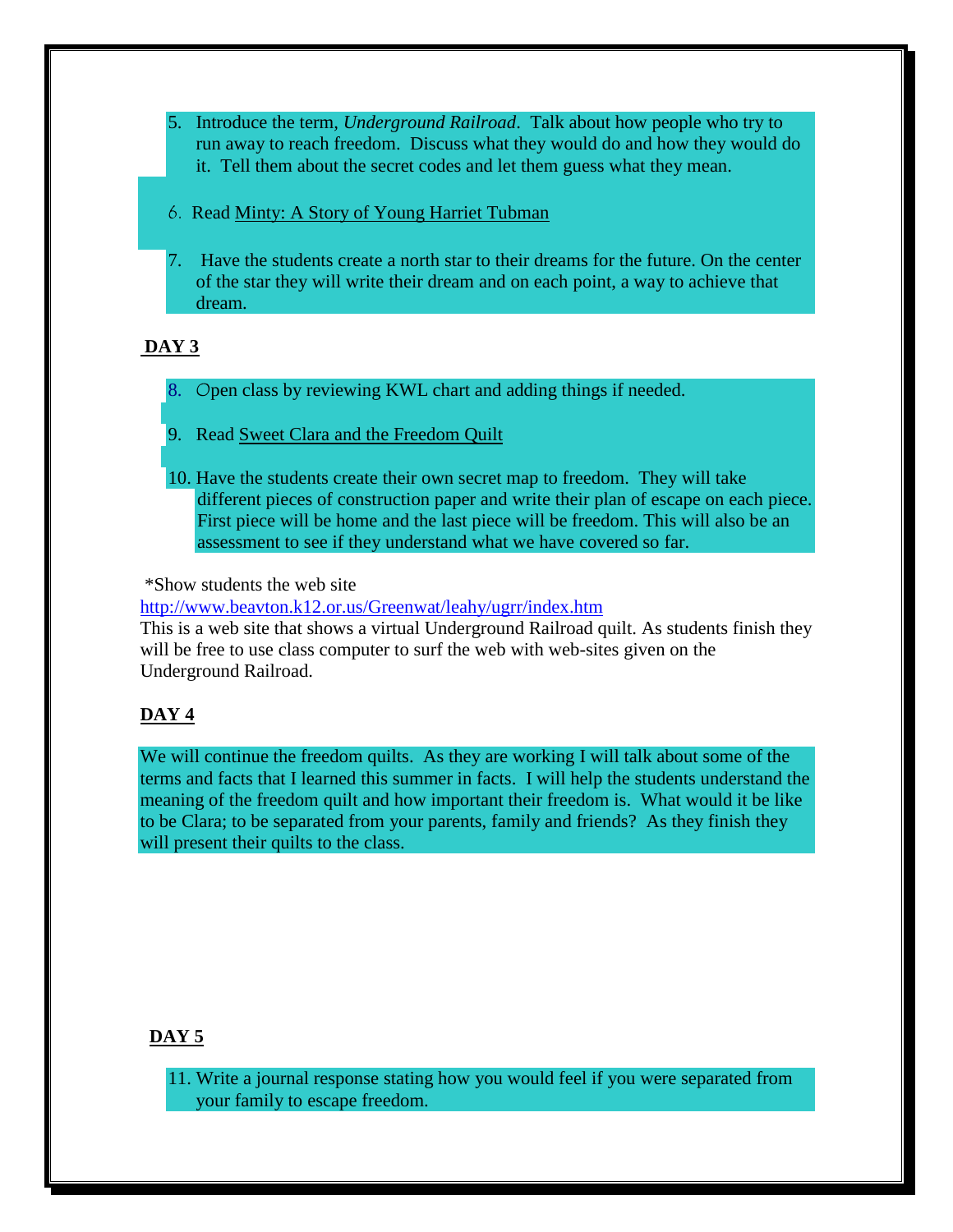5. Introduce the term, *Underground Railroad*. Talk about how people who try to run away to reach freedom. Discuss what they would do and how they would do it. Tell them about the secret codes and let them guess what they mean.

6. Read Minty: A Story of Young Harriet Tubman

7. Have the students create a north star to their dreams for the future. On the center of the star they will write their dream and on each point, a way to achieve that dream.

**DAY 3**

8. Open class by reviewing KWL chart and adding things if needed.

9. Read Sweet Clara and the Freedom Quilt

10. Have the students create their own secret map to freedom. They will take different pieces of construction paper and write their plan of escape on each piece. First piece will be home and the last piece will be freedom. This will also be an assessment to see if they understand what we have covered so far.

*Show students the web site
http://www.beavton.k12.or.us/Greenwat/leahy/ugrr/index.htm
This is a web site that shows a virtual Underground Railroad quilt. As students finish they will be free to use class computer to surf the web with web-sites given on the Underground Railroad.

**DAY 4**

We will continue the freedom quilts. As they are working I will talk about some of the terms and facts that I learned this summer in facts. I will help the students understand the meaning of the freedom quilt and how important their freedom is. What would it be like to be Clara; to be separated from your parents, family and friends? As they finish they will present their quilts to the class.

**DAY 5**

11. Write a journal response stating how you would feel if you were separated from your family to escape freedom.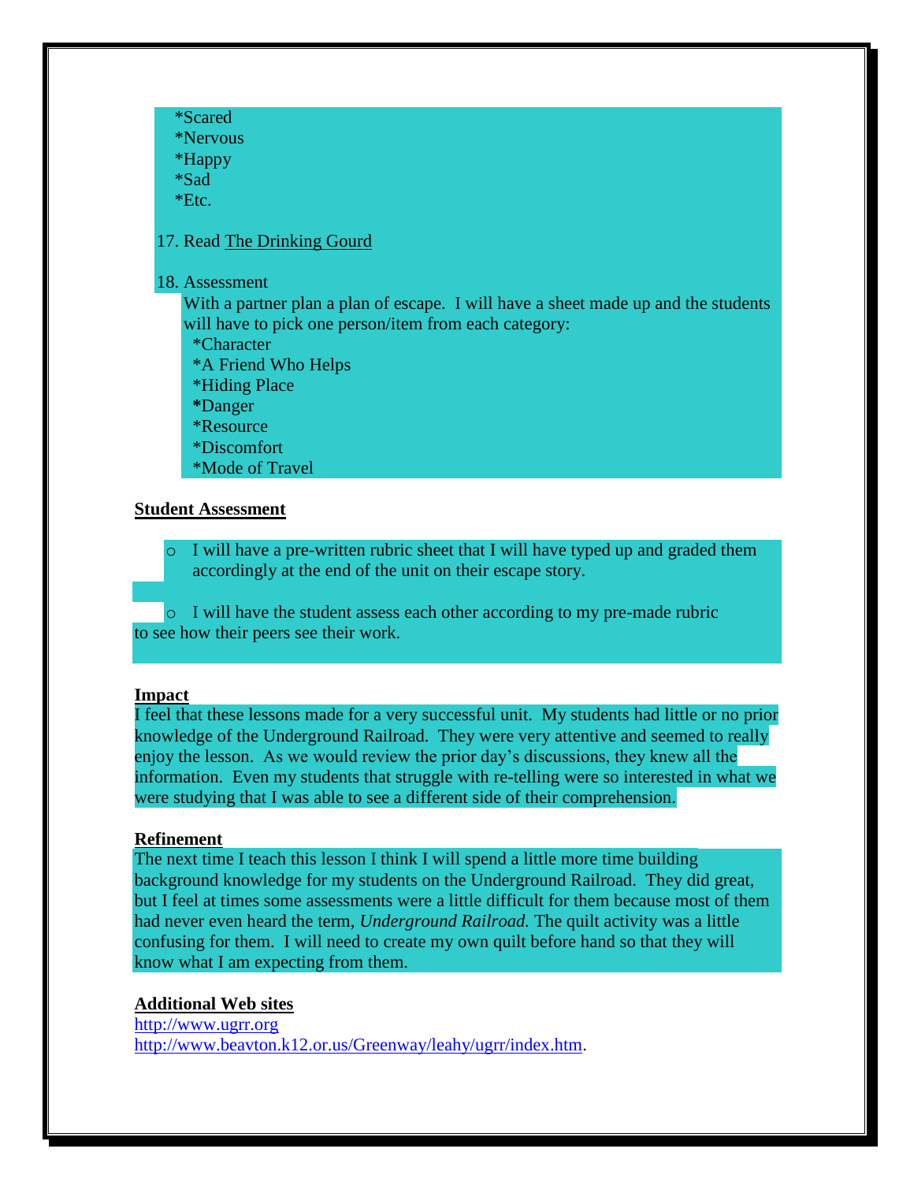*Scared
*Nervous
*Happy
*Sad
*Etc.

17. Read The Drinking Gourd

18. Assessment

With a partner plan a plan of escape. I will have a sheet made up and the students will have to pick one person/item from each category:

*Character
*A Friend Who Helps
*Hiding Place
**\***Danger
*Resource
*Discomfort
*Mode of Travel

**Student Assessment**

- I will have a pre-written rubric sheet that I will have typed up and graded them accordingly at the end of the unit on their escape story.

- I will have the student assess each other according to my pre-made rubric to see how their peers see their work.

**Impact**

I feel that these lessons made for a very successful unit. My students had little or no prior knowledge of the Underground Railroad. They were very attentive and seemed to really enjoy the lesson. As we would review the prior day's discussions, they knew all the information. Even my students that struggle with re-telling were so interested in what we were studying that I was able to see a different side of their comprehension.

**Refinement**

The next time I teach this lesson I think I will spend a little more time building background knowledge for my students on the Underground Railroad. They did great, but I feel at times some assessments were a little difficult for them because most of them had never even heard the term, *Underground Railroad.* The quilt activity was a little confusing for them. I will need to create my own quilt before hand so that they will know what I am expecting from them.

**Additional Web sites**

http://www.ugrr.org
http://www.beavton.k12.or.us/Greenway/leahy/ugrr/index.htm.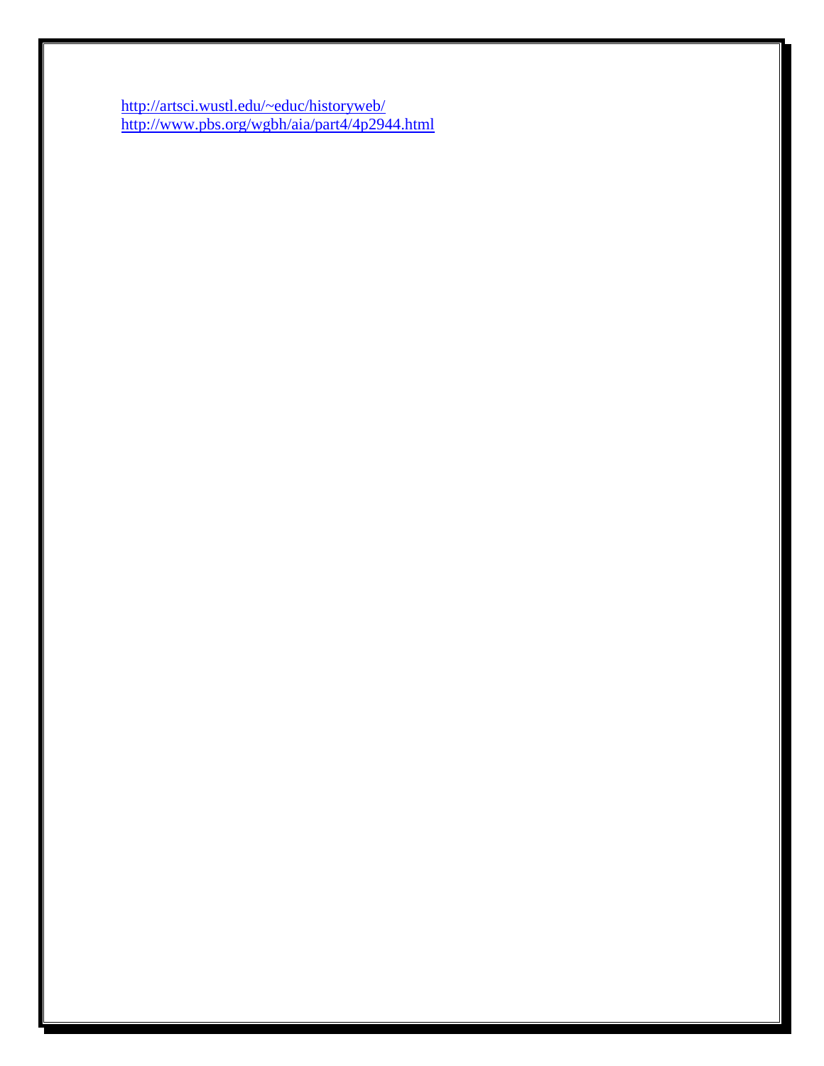http://artsci.wustl.edu/~educ/historyweb/
http://www.pbs.org/wgbh/aia/part4/4p2944.html